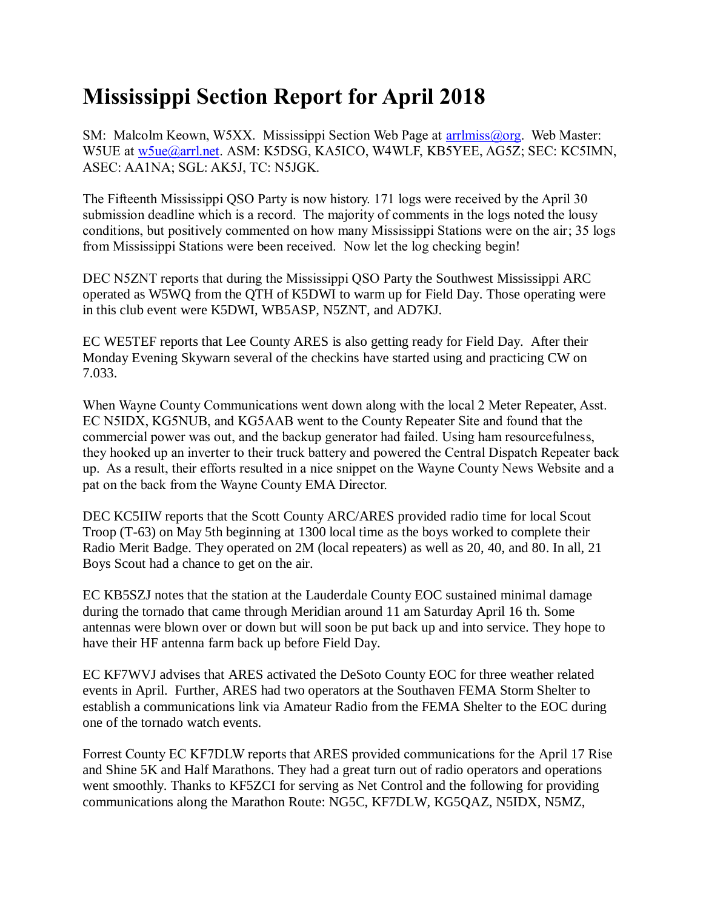# Mississippi Section Report for April 2018

SM: Malcolm Keown, W5XX. Mississippi Section Web Page at arrlmiss@org. Web Master: W5UE at w5ue@arrl.net. ASM: K5DSG, KA5ICO, W4WLF, KB5YEE, AG5Z; SEC: KC5IMN, ASEC: AA1NA; SGL: AK5J, TC: N5JGK.

The Fifteenth Mississippi QSO Party is now history. 171 logs were received by the April 30 submission deadline which is a record. The majority of comments in the logs noted the lousy conditions, but positively commented on how many Mississippi Stations were on the air; 35 logs from Mississippi Stations were been received. Now let the log checking begin!

DEC N5ZNT reports that during the Mississippi QSO Party the Southwest Mississippi ARC operated as W5WQ from the QTH of K5DWI to warm up for Field Day. Those operating were in this club event were K5DWI, WB5ASP, N5ZNT, and AD7KJ.

EC WE5TEF reports that Lee County ARES is also getting ready for Field Day. After their Monday Evening Skywarn several of the checkins have started using and practicing CW on 7.033.

When Wayne County Communications went down along with the local 2 Meter Repeater, Asst. EC N5IDX, KG5NUB, and KG5AAB went to the County Repeater Site and found that the commercial power was out, and the backup generator had failed. Using ham resourcefulness, they hooked up an inverter to their truck battery and powered the Central Dispatch Repeater back up. As a result, their efforts resulted in a nice snippet on the Wayne County News Website and a pat on the back from the Wayne County EMA Director.

DEC KC5IIW reports that the Scott County ARC/ARES provided radio time for local Scout Troop (T-63) on May 5th beginning at 1300 local time as the boys worked to complete their Radio Merit Badge. They operated on 2M (local repeaters) as well as 20, 40, and 80. In all, 21 Boys Scout had a chance to get on the air.

EC KB5SZJ notes that the station at the Lauderdale County EOC sustained minimal damage during the tornado that came through Meridian around 11 am Saturday April 16 th. Some antennas were blown over or down but will soon be put back up and into service. They hope to have their HF antenna farm back up before Field Day.

EC KF7WVJ advises that ARES activated the DeSoto County EOC for three weather related events in April. Further, ARES had two operators at the Southaven FEMA Storm Shelter to establish a communications link via Amateur Radio from the FEMA Shelter to the EOC during one of the tornado watch events.

Forrest County EC KF7DLW reports that ARES provided communications for the April 17 Rise and Shine 5K and Half Marathons. They had a great turn out of radio operators and operations went smoothly. Thanks to KF5ZCI for serving as Net Control and the following for providing communications along the Marathon Route: NG5C, KF7DLW, KG5QAZ, N5IDX, N5MZ,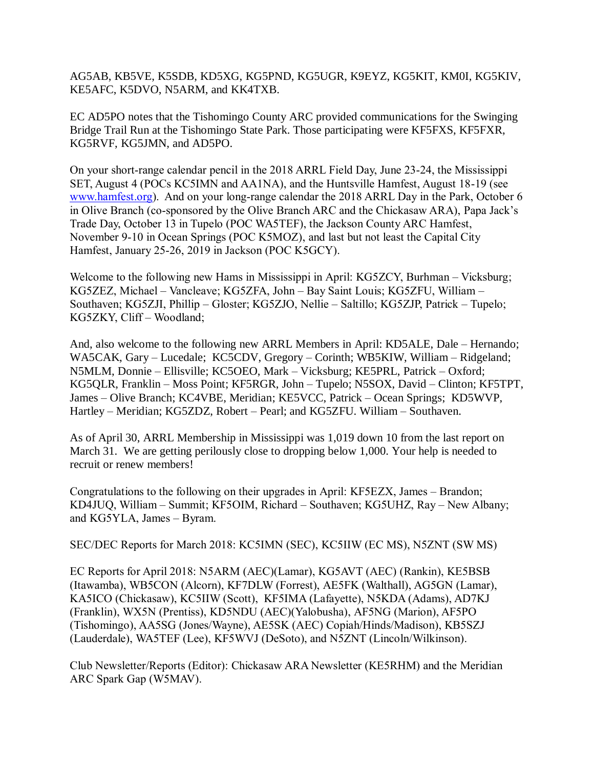AG5AB, KB5VE, K5SDB, KD5XG, KG5PND, KG5UGR, K9EYZ, KG5KIT, KM0I, KG5KIV, KE5AFC, K5DVO, N5ARM, and KK4TXB.

EC AD5PO notes that the Tishomingo County ARC provided communications for the Swinging Bridge Trail Run at the Tishomingo State Park. Those participating were KF5FXS, KF5FXR, KG5RVF, KG5JMN, and AD5PO.

On your short-range calendar pencil in the 2018 ARRL Field Day, June 23-24, the Mississippi SET, August 4 (POCs KC5IMN and AA1NA), and the Huntsville Hamfest, August 18-19 (see [www.hamfest.org](www.hamfest.org)). And on your long-range calendar the 2018 ARRL Day in the Park, October 6 in Olive Branch (co-sponsored by the Olive Branch ARC and the Chickasaw ARA), Papa Jack's Trade Day, October 13 in Tupelo (POC WA5TEF), the Jackson County ARC Hamfest, November 9-10 in Ocean Springs (POC K5MOZ), and last but not least the Capital City Hamfest, January 25-26, 2019 in Jackson (POC K5GCY).

Welcome to the following new Hams in Mississippi in April: KG5ZCY, Burhman – Vicksburg; KG5ZEZ, Michael – Vancleave; KG5ZFA, John – Bay Saint Louis; KG5ZFU, William – Southaven; KG5ZJI, Phillip – Gloster; KG5ZJO, Nellie – Saltillo; KG5ZJP, Patrick – Tupelo; KG5ZKY, Cliff – Woodland;

And, also welcome to the following new ARRL Members in April: KD5ALE, Dale – Hernando; WA5CAK, Gary – Lucedale; KC5CDV, Gregory – Corinth; WB5KIW, William – Ridgeland; N5MLM, Donnie – Ellisville; KC5OEO, Mark – Vicksburg; KE5PRL, Patrick – Oxford; KG5QLR, Franklin – Moss Point; KF5RGR, John – Tupelo; N5SOX, David – Clinton; KF5TPT, James – Olive Branch; KC4VBE, Meridian; KE5VCC, Patrick – Ocean Springs; KD5WVP, Hartley – Meridian; KG5ZDZ, Robert – Pearl; and KG5ZFU. William – Southaven.

As of April 30, ARRL Membership in Mississippi was 1,019 down 10 from the last report on March 31. We are getting perilously close to dropping below 1,000. Your help is needed to recruit or renew members!

Congratulations to the following on their upgrades in April: KF5EZX, James – Brandon; KD4JUQ, William – Summit; KF5OIM, Richard – Southaven; KG5UHZ, Ray – New Albany; and KG5YLA, James – Byram.

SEC/DEC Reports for March 2018: KC5IMN (SEC), KC5IIW (EC MS), N5ZNT (SW MS)

EC Reports for April 2018: N5ARM (AEC)(Lamar), KG5AVT (AEC) (Rankin), KE5BSB (Itawamba), WB5CON (Alcorn), KF7DLW (Forrest), AE5FK (Walthall), AG5GN (Lamar), KA5ICO (Chickasaw), KC5IIW (Scott), KF5IMA (Lafayette), N5KDA (Adams), AD7KJ (Franklin), WX5N (Prentiss), KD5NDU (AEC)(Yalobusha), AF5NG (Marion), AF5PO (Tishomingo), AA5SG (Jones/Wayne), AE5SK (AEC) Copiah/Hinds/Madison), KB5SZJ (Lauderdale), WA5TEF (Lee), KF5WVJ (DeSoto), and N5ZNT (Lincoln/Wilkinson).

Club Newsletter/Reports (Editor): Chickasaw ARA Newsletter (KE5RHM) and the Meridian ARC Spark Gap (W5MAV).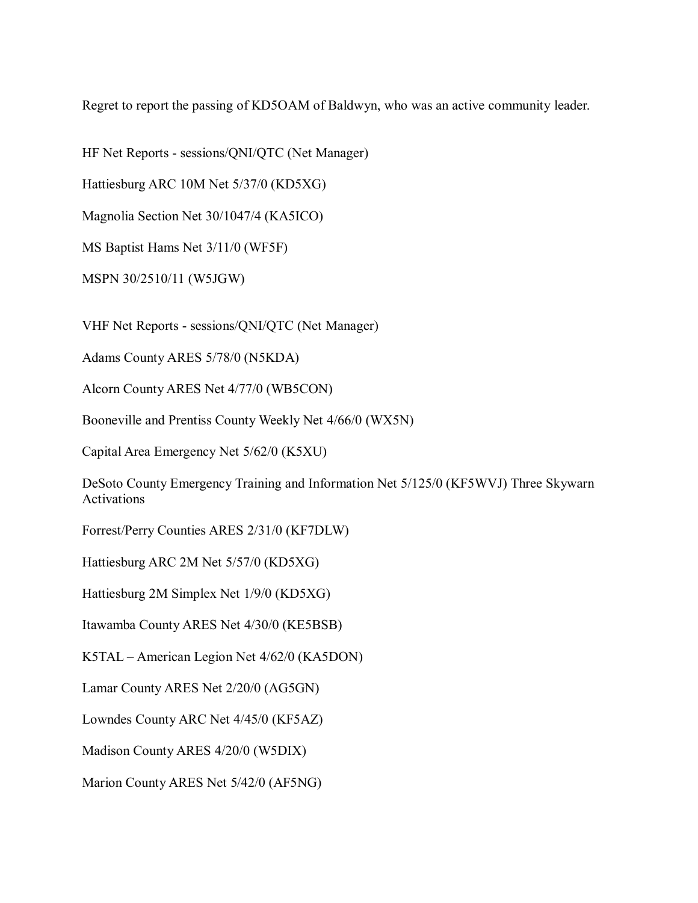Regret to report the passing of KD5OAM of Baldwyn, who was an active community leader.

HF Net Reports - sessions/QNI/QTC (Net Manager)

Hattiesburg ARC 10M Net 5/37/0 (KD5XG)

Magnolia Section Net 30/1047/4 (KA5ICO)

MS Baptist Hams Net 3/11/0 (WF5F)

MSPN 30/2510/11 (W5JGW)

VHF Net Reports - sessions/QNI/QTC (Net Manager)

Adams County ARES 5/78/0 (N5KDA)

Alcorn County ARES Net 4/77/0 (WB5CON)

Booneville and Prentiss County Weekly Net 4/66/0 (WX5N)

Capital Area Emergency Net 5/62/0 (K5XU)

DeSoto County Emergency Training and Information Net 5/125/0 (KF5WVJ) Three Skywarn Activations

Forrest/Perry Counties ARES 2/31/0 (KF7DLW)

Hattiesburg ARC 2M Net 5/57/0 (KD5XG)

Hattiesburg 2M Simplex Net 1/9/0 (KD5XG)

Itawamba County ARES Net 4/30/0 (KE5BSB)

K5TAL – American Legion Net 4/62/0 (KA5DON)

Lamar County ARES Net 2/20/0 (AG5GN)

Lowndes County ARC Net 4/45/0 (KF5AZ)

Madison County ARES 4/20/0 (W5DIX)

Marion County ARES Net 5/42/0 (AF5NG)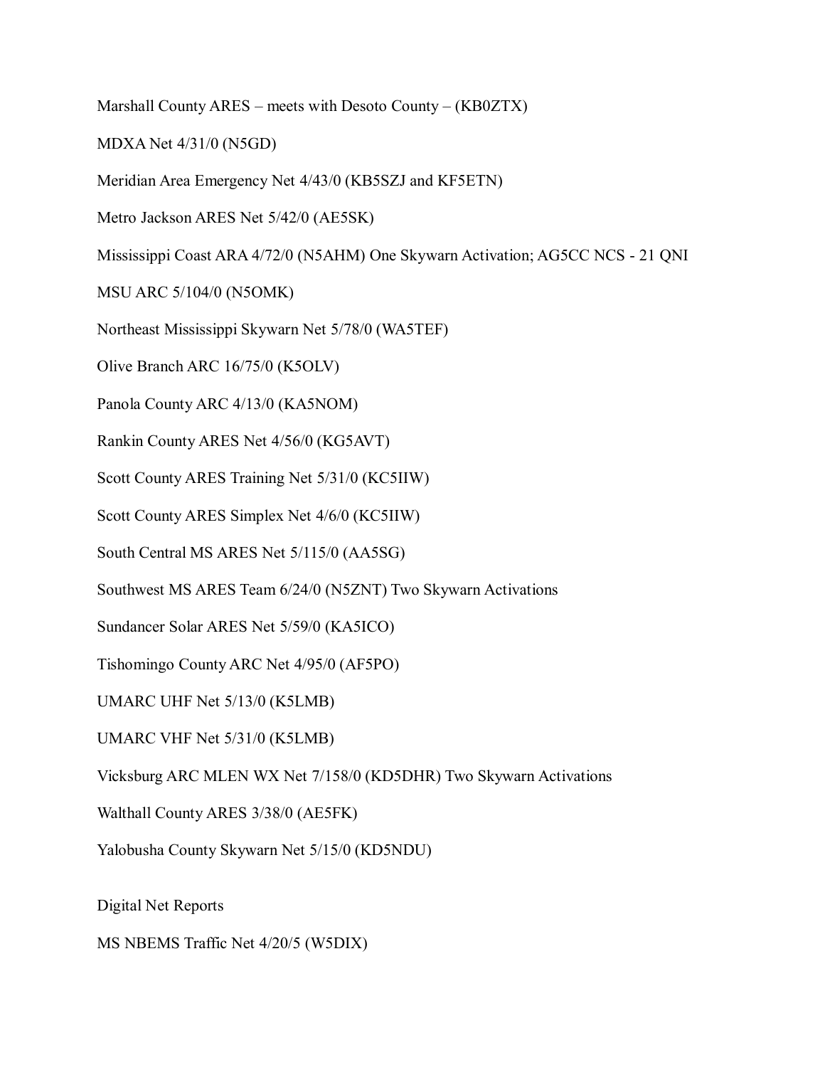Marshall County ARES – meets with Desoto County – (KB0ZTX)

MDXA Net 4/31/0 (N5GD)

Meridian Area Emergency Net 4/43/0 (KB5SZJ and KF5ETN)

Metro Jackson ARES Net 5/42/0 (AE5SK)

Mississippi Coast ARA 4/72/0 (N5AHM) One Skywarn Activation; AG5CC NCS - 21 QNI

MSU ARC 5/104/0 (N5OMK)

Northeast Mississippi Skywarn Net 5/78/0 (WA5TEF)

Olive Branch ARC 16/75/0 (K5OLV)

Panola County ARC 4/13/0 (KA5NOM)

Rankin County ARES Net 4/56/0 (KG5AVT)

Scott County ARES Training Net 5/31/0 (KC5IIW)

Scott County ARES Simplex Net 4/6/0 (KC5IIW)

South Central MS ARES Net 5/115/0 (AA5SG)

Southwest MS ARES Team 6/24/0 (N5ZNT) Two Skywarn Activations

Sundancer Solar ARES Net 5/59/0 (KA5ICO)

Tishomingo County ARC Net 4/95/0 (AF5PO)

UMARC UHF Net 5/13/0 (K5LMB)

UMARC VHF Net 5/31/0 (K5LMB)

Vicksburg ARC MLEN WX Net 7/158/0 (KD5DHR) Two Skywarn Activations

Walthall County ARES 3/38/0 (AE5FK)

Yalobusha County Skywarn Net 5/15/0 (KD5NDU)

Digital Net Reports

MS NBEMS Traffic Net 4/20/5 (W5DIX)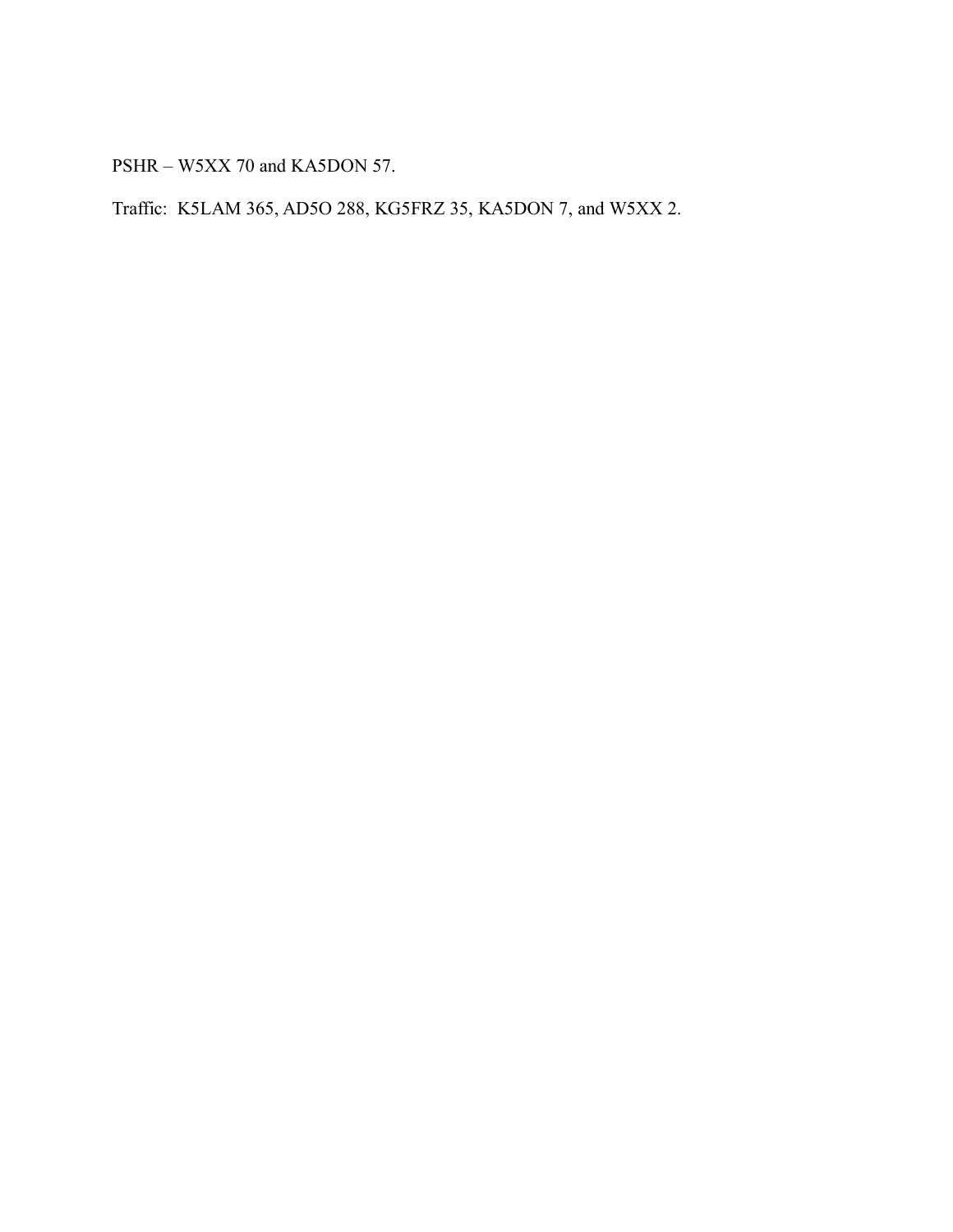PSHR – W5XX 70 and KA5DON 57.

Traffic: K5LAM 365, AD5O 288, KG5FRZ 35, KA5DON 7, and W5XX 2.